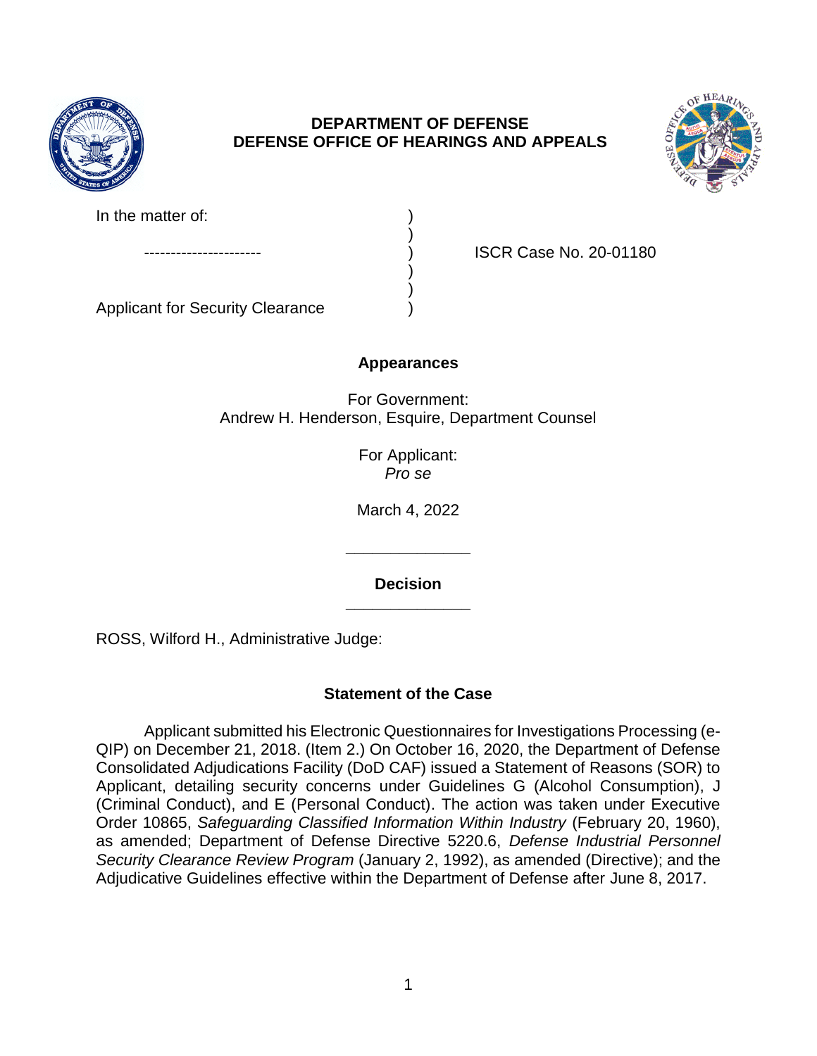**DEPARTMENT OF DEFENSE**
**DEFENSE OFFICE OF HEARINGS AND APPEALS**

| | | |
|---|---|---|
| In the matter of: | ) | |
| | ) | |
| ---------------------- | ) | ISCR Case No. 20-01180 |
| | ) | |
| | ) | |
| Applicant for Security Clearance | ) | |

## Appearances

For Government:
Andrew H. Henderson, Esquire, Department Counsel

For Applicant:
*Pro se*

March 4, 2022

______________

## Decision

______________

ROSS, Wilford H., Administrative Judge:

## Statement of the Case

Applicant submitted his Electronic Questionnaires for Investigations Processing (e-QIP) on December 21, 2018. (Item 2.) On October 16, 2020, the Department of Defense Consolidated Adjudications Facility (DoD CAF) issued a Statement of Reasons (SOR) to Applicant, detailing security concerns under Guidelines G (Alcohol Consumption), J (Criminal Conduct), and E (Personal Conduct). The action was taken under Executive Order 10865, *Safeguarding Classified Information Within Industry* (February 20, 1960), as amended; Department of Defense Directive 5220.6, *Defense Industrial Personnel Security Clearance Review Program* (January 2, 1992), as amended (Directive); and the Adjudicative Guidelines effective within the Department of Defense after June 8, 2017.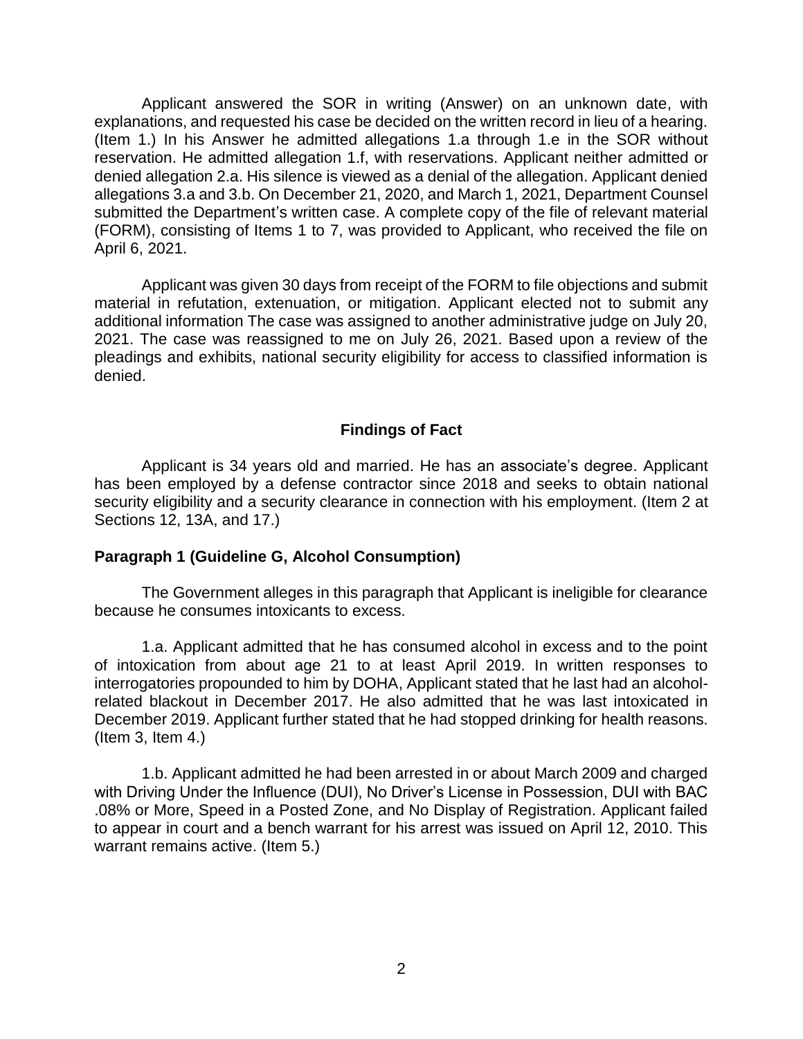Applicant answered the SOR in writing (Answer) on an unknown date, with explanations, and requested his case be decided on the written record in lieu of a hearing. (Item 1.) In his Answer he admitted allegations 1.a through 1.e in the SOR without reservation. He admitted allegation 1.f, with reservations. Applicant neither admitted or denied allegation 2.a. His silence is viewed as a denial of the allegation. Applicant denied allegations 3.a and 3.b. On December 21, 2020, and March 1, 2021, Department Counsel submitted the Department's written case. A complete copy of the file of relevant material (FORM), consisting of Items 1 to 7, was provided to Applicant, who received the file on April 6, 2021.

Applicant was given 30 days from receipt of the FORM to file objections and submit material in refutation, extenuation, or mitigation. Applicant elected not to submit any additional information The case was assigned to another administrative judge on July 20, 2021. The case was reassigned to me on July 26, 2021. Based upon a review of the pleadings and exhibits, national security eligibility for access to classified information is denied.

## Findings of Fact

Applicant is 34 years old and married. He has an associate's degree. Applicant has been employed by a defense contractor since 2018 and seeks to obtain national security eligibility and a security clearance in connection with his employment. (Item 2 at Sections 12, 13A, and 17.)

### Paragraph 1 (Guideline G, Alcohol Consumption)

The Government alleges in this paragraph that Applicant is ineligible for clearance because he consumes intoxicants to excess.

1.a. Applicant admitted that he has consumed alcohol in excess and to the point of intoxication from about age 21 to at least April 2019. In written responses to interrogatories propounded to him by DOHA, Applicant stated that he last had an alcohol-related blackout in December 2017. He also admitted that he was last intoxicated in December 2019. Applicant further stated that he had stopped drinking for health reasons. (Item 3, Item 4.)

1.b. Applicant admitted he had been arrested in or about March 2009 and charged with Driving Under the Influence (DUI), No Driver's License in Possession, DUI with BAC .08% or More, Speed in a Posted Zone, and No Display of Registration. Applicant failed to appear in court and a bench warrant for his arrest was issued on April 12, 2010. This warrant remains active. (Item 5.)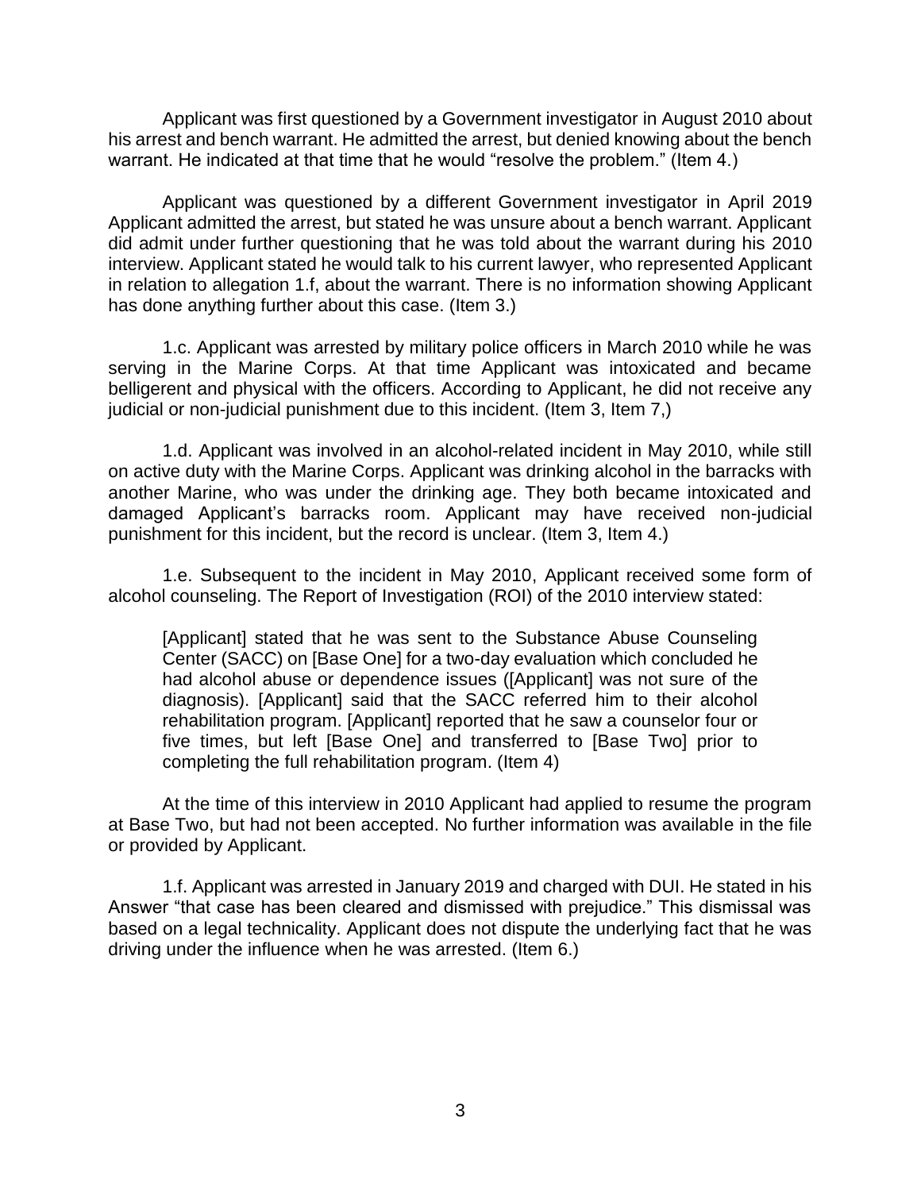Applicant was first questioned by a Government investigator in August 2010 about his arrest and bench warrant. He admitted the arrest, but denied knowing about the bench warrant. He indicated at that time that he would "resolve the problem." (Item 4.)

Applicant was questioned by a different Government investigator in April 2019 Applicant admitted the arrest, but stated he was unsure about a bench warrant. Applicant did admit under further questioning that he was told about the warrant during his 2010 interview. Applicant stated he would talk to his current lawyer, who represented Applicant in relation to allegation 1.f, about the warrant. There is no information showing Applicant has done anything further about this case. (Item 3.)

1.c. Applicant was arrested by military police officers in March 2010 while he was serving in the Marine Corps. At that time Applicant was intoxicated and became belligerent and physical with the officers. According to Applicant, he did not receive any judicial or non-judicial punishment due to this incident. (Item 3, Item 7,)

1.d. Applicant was involved in an alcohol-related incident in May 2010, while still on active duty with the Marine Corps. Applicant was drinking alcohol in the barracks with another Marine, who was under the drinking age. They both became intoxicated and damaged Applicant's barracks room. Applicant may have received non-judicial punishment for this incident, but the record is unclear. (Item 3, Item 4.)

1.e. Subsequent to the incident in May 2010, Applicant received some form of alcohol counseling. The Report of Investigation (ROI) of the 2010 interview stated:

> [Applicant] stated that he was sent to the Substance Abuse Counseling Center (SACC) on [Base One] for a two-day evaluation which concluded he had alcohol abuse or dependence issues ([Applicant] was not sure of the diagnosis). [Applicant] said that the SACC referred him to their alcohol rehabilitation program. [Applicant] reported that he saw a counselor four or five times, but left [Base One] and transferred to [Base Two] prior to completing the full rehabilitation program. (Item 4)

At the time of this interview in 2010 Applicant had applied to resume the program at Base Two, but had not been accepted. No further information was available in the file or provided by Applicant.

1.f. Applicant was arrested in January 2019 and charged with DUI. He stated in his Answer "that case has been cleared and dismissed with prejudice." This dismissal was based on a legal technicality. Applicant does not dispute the underlying fact that he was driving under the influence when he was arrested. (Item 6.)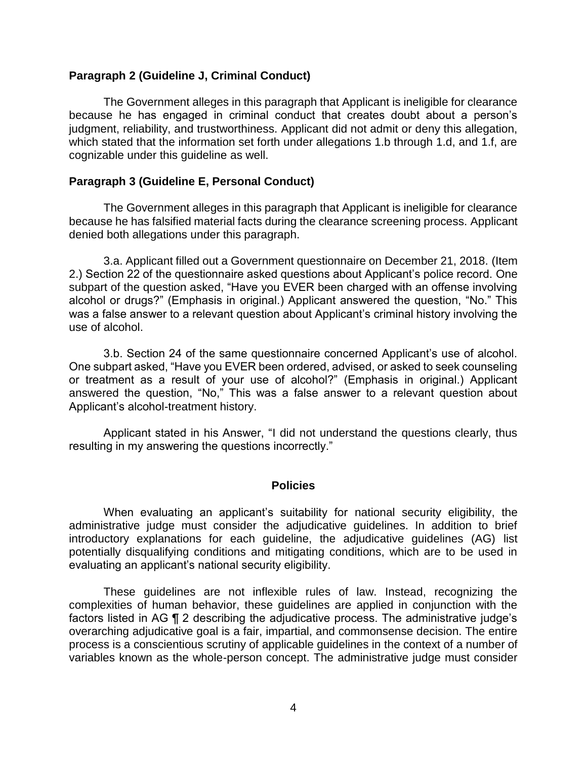**Paragraph 2 (Guideline J, Criminal Conduct)**

The Government alleges in this paragraph that Applicant is ineligible for clearance because he has engaged in criminal conduct that creates doubt about a person's judgment, reliability, and trustworthiness. Applicant did not admit or deny this allegation, which stated that the information set forth under allegations 1.b through 1.d, and 1.f, are cognizable under this guideline as well.

**Paragraph 3 (Guideline E, Personal Conduct)**

The Government alleges in this paragraph that Applicant is ineligible for clearance because he has falsified material facts during the clearance screening process. Applicant denied both allegations under this paragraph.

3.a. Applicant filled out a Government questionnaire on December 21, 2018. (Item 2.) Section 22 of the questionnaire asked questions about Applicant's police record. One subpart of the question asked, "Have you EVER been charged with an offense involving alcohol or drugs?" (Emphasis in original.) Applicant answered the question, "No." This was a false answer to a relevant question about Applicant's criminal history involving the use of alcohol.

3.b. Section 24 of the same questionnaire concerned Applicant's use of alcohol. One subpart asked, "Have you EVER been ordered, advised, or asked to seek counseling or treatment as a result of your use of alcohol?" (Emphasis in original.) Applicant answered the question, "No," This was a false answer to a relevant question about Applicant's alcohol-treatment history.

Applicant stated in his Answer, "I did not understand the questions clearly, thus resulting in my answering the questions incorrectly."

## Policies

When evaluating an applicant's suitability for national security eligibility, the administrative judge must consider the adjudicative guidelines. In addition to brief introductory explanations for each guideline, the adjudicative guidelines (AG) list potentially disqualifying conditions and mitigating conditions, which are to be used in evaluating an applicant's national security eligibility.

These guidelines are not inflexible rules of law. Instead, recognizing the complexities of human behavior, these guidelines are applied in conjunction with the factors listed in AG ¶ 2 describing the adjudicative process. The administrative judge's overarching adjudicative goal is a fair, impartial, and commonsense decision. The entire process is a conscientious scrutiny of applicable guidelines in the context of a number of variables known as the whole-person concept. The administrative judge must consider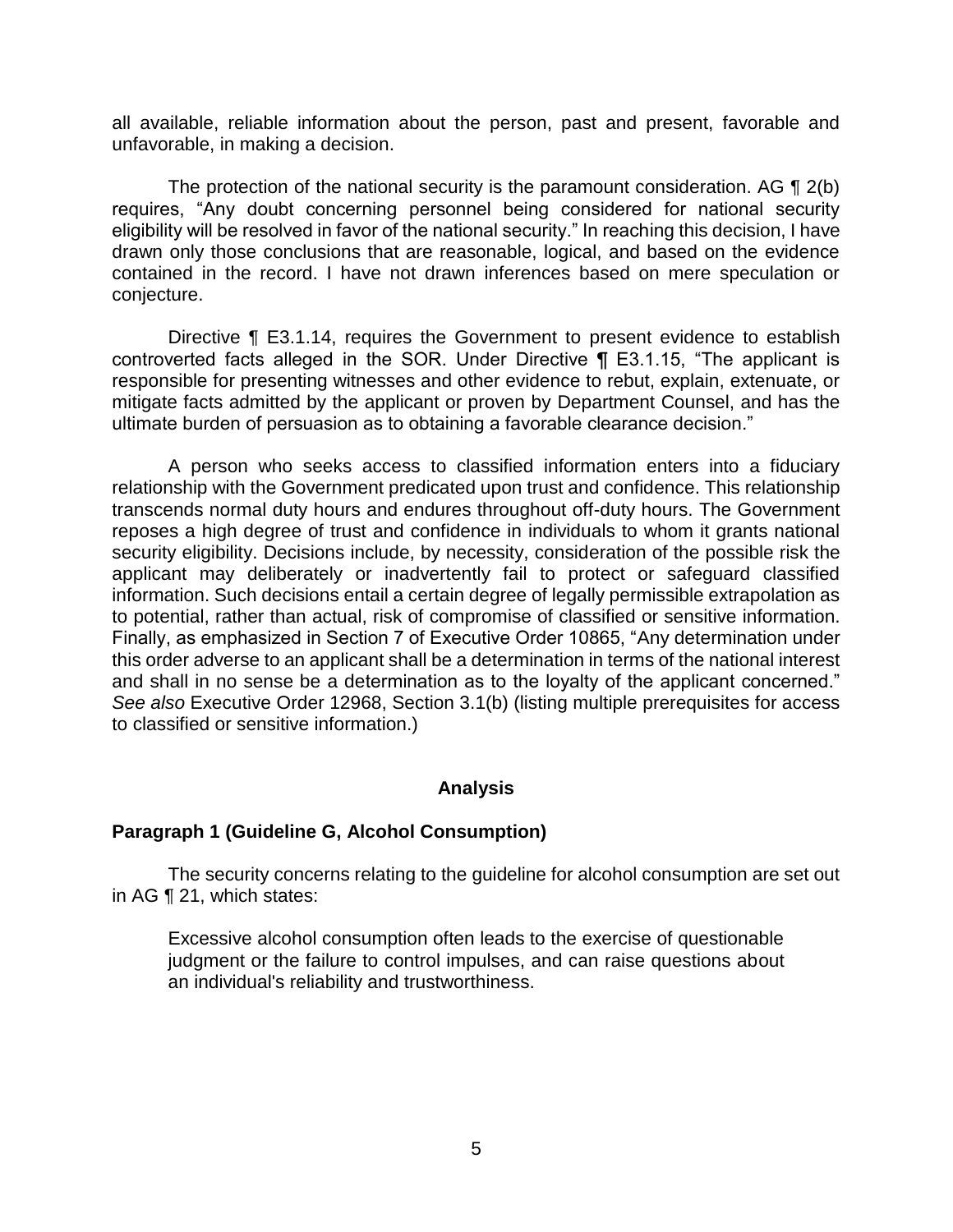all available, reliable information about the person, past and present, favorable and unfavorable, in making a decision.

The protection of the national security is the paramount consideration. AG ¶ 2(b) requires, "Any doubt concerning personnel being considered for national security eligibility will be resolved in favor of the national security." In reaching this decision, I have drawn only those conclusions that are reasonable, logical, and based on the evidence contained in the record. I have not drawn inferences based on mere speculation or conjecture.

Directive ¶ E3.1.14, requires the Government to present evidence to establish controverted facts alleged in the SOR. Under Directive ¶ E3.1.15, "The applicant is responsible for presenting witnesses and other evidence to rebut, explain, extenuate, or mitigate facts admitted by the applicant or proven by Department Counsel, and has the ultimate burden of persuasion as to obtaining a favorable clearance decision."

A person who seeks access to classified information enters into a fiduciary relationship with the Government predicated upon trust and confidence. This relationship transcends normal duty hours and endures throughout off-duty hours. The Government reposes a high degree of trust and confidence in individuals to whom it grants national security eligibility. Decisions include, by necessity, consideration of the possible risk the applicant may deliberately or inadvertently fail to protect or safeguard classified information. Such decisions entail a certain degree of legally permissible extrapolation as to potential, rather than actual, risk of compromise of classified or sensitive information. Finally, as emphasized in Section 7 of Executive Order 10865, "Any determination under this order adverse to an applicant shall be a determination in terms of the national interest and shall in no sense be a determination as to the loyalty of the applicant concerned." *See also* Executive Order 12968, Section 3.1(b) (listing multiple prerequisites for access to classified or sensitive information.)

## Analysis

### Paragraph 1 (Guideline G, Alcohol Consumption)

The security concerns relating to the guideline for alcohol consumption are set out in AG ¶ 21, which states:

> Excessive alcohol consumption often leads to the exercise of questionable judgment or the failure to control impulses, and can raise questions about an individual's reliability and trustworthiness.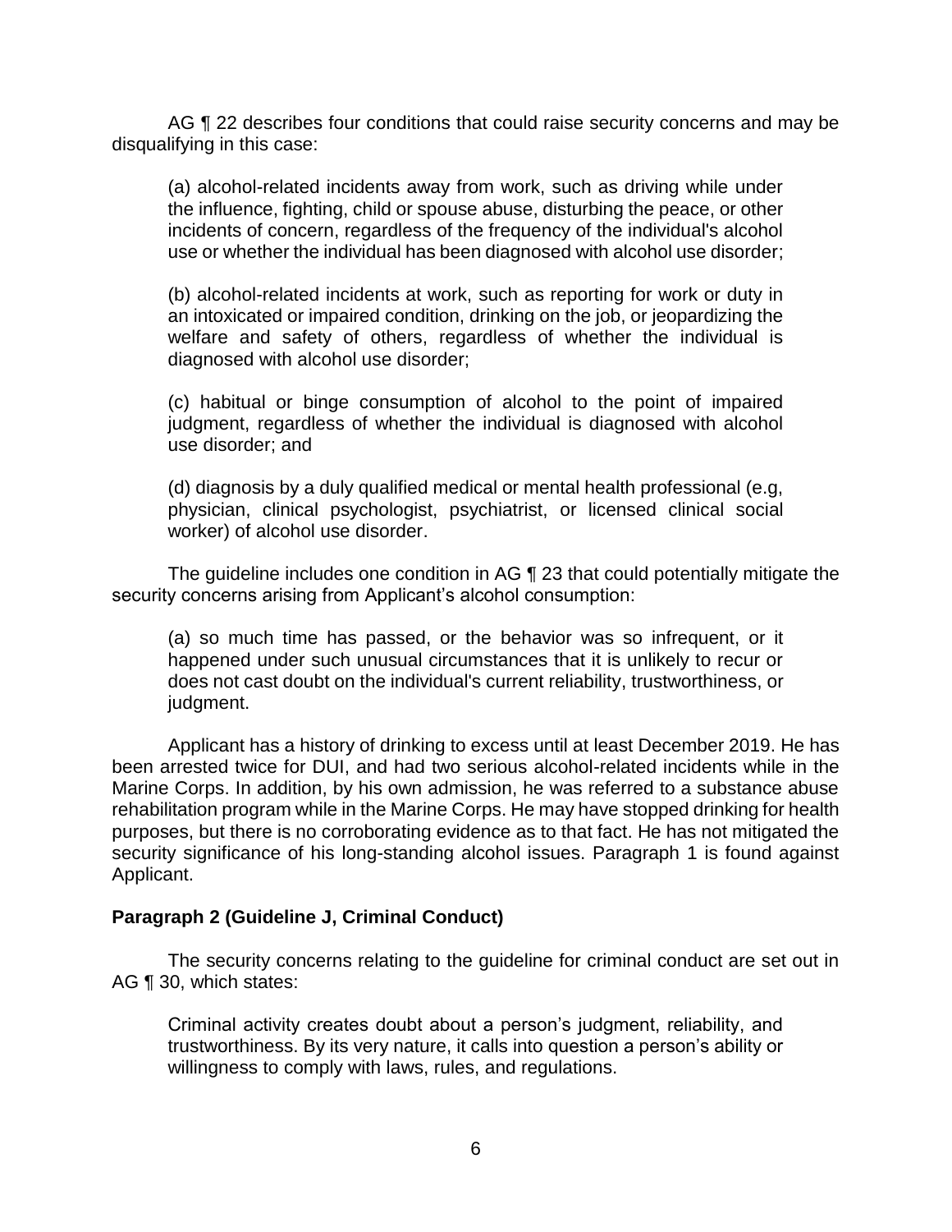AG ¶ 22 describes four conditions that could raise security concerns and may be disqualifying in this case:

> (a) alcohol-related incidents away from work, such as driving while under the influence, fighting, child or spouse abuse, disturbing the peace, or other incidents of concern, regardless of the frequency of the individual's alcohol use or whether the individual has been diagnosed with alcohol use disorder;
>
> (b) alcohol-related incidents at work, such as reporting for work or duty in an intoxicated or impaired condition, drinking on the job, or jeopardizing the welfare and safety of others, regardless of whether the individual is diagnosed with alcohol use disorder;
>
> (c) habitual or binge consumption of alcohol to the point of impaired judgment, regardless of whether the individual is diagnosed with alcohol use disorder; and
>
> (d) diagnosis by a duly qualified medical or mental health professional (e.g, physician, clinical psychologist, psychiatrist, or licensed clinical social worker) of alcohol use disorder.

The guideline includes one condition in AG ¶ 23 that could potentially mitigate the security concerns arising from Applicant's alcohol consumption:

> (a) so much time has passed, or the behavior was so infrequent, or it happened under such unusual circumstances that it is unlikely to recur or does not cast doubt on the individual's current reliability, trustworthiness, or judgment.

Applicant has a history of drinking to excess until at least December 2019. He has been arrested twice for DUI, and had two serious alcohol-related incidents while in the Marine Corps. In addition, by his own admission, he was referred to a substance abuse rehabilitation program while in the Marine Corps. He may have stopped drinking for health purposes, but there is no corroborating evidence as to that fact. He has not mitigated the security significance of his long-standing alcohol issues. Paragraph 1 is found against Applicant.

**Paragraph 2 (Guideline J, Criminal Conduct)**

The security concerns relating to the guideline for criminal conduct are set out in AG ¶ 30, which states:

> Criminal activity creates doubt about a person's judgment, reliability, and trustworthiness. By its very nature, it calls into question a person's ability or willingness to comply with laws, rules, and regulations.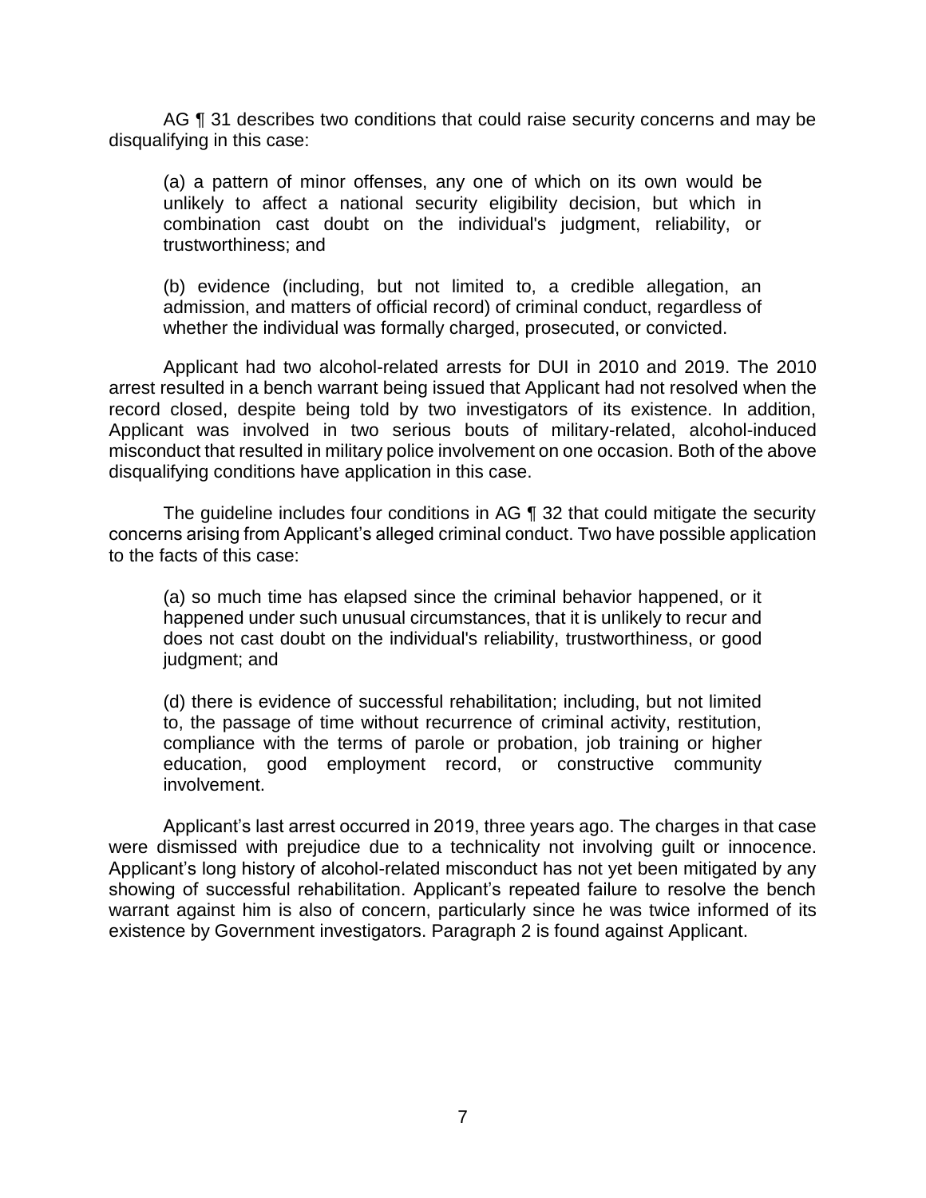AG ¶ 31 describes two conditions that could raise security concerns and may be disqualifying in this case:

> (a) a pattern of minor offenses, any one of which on its own would be unlikely to affect a national security eligibility decision, but which in combination cast doubt on the individual's judgment, reliability, or trustworthiness; and
>
> (b) evidence (including, but not limited to, a credible allegation, an admission, and matters of official record) of criminal conduct, regardless of whether the individual was formally charged, prosecuted, or convicted.

Applicant had two alcohol-related arrests for DUI in 2010 and 2019. The 2010 arrest resulted in a bench warrant being issued that Applicant had not resolved when the record closed, despite being told by two investigators of its existence. In addition, Applicant was involved in two serious bouts of military-related, alcohol-induced misconduct that resulted in military police involvement on one occasion. Both of the above disqualifying conditions have application in this case.

The guideline includes four conditions in AG ¶ 32 that could mitigate the security concerns arising from Applicant's alleged criminal conduct. Two have possible application to the facts of this case:

> (a) so much time has elapsed since the criminal behavior happened, or it happened under such unusual circumstances, that it is unlikely to recur and does not cast doubt on the individual's reliability, trustworthiness, or good judgment; and
>
> (d) there is evidence of successful rehabilitation; including, but not limited to, the passage of time without recurrence of criminal activity, restitution, compliance with the terms of parole or probation, job training or higher education, good employment record, or constructive community involvement.

Applicant's last arrest occurred in 2019, three years ago. The charges in that case were dismissed with prejudice due to a technicality not involving guilt or innocence. Applicant's long history of alcohol-related misconduct has not yet been mitigated by any showing of successful rehabilitation. Applicant's repeated failure to resolve the bench warrant against him is also of concern, particularly since he was twice informed of its existence by Government investigators. Paragraph 2 is found against Applicant.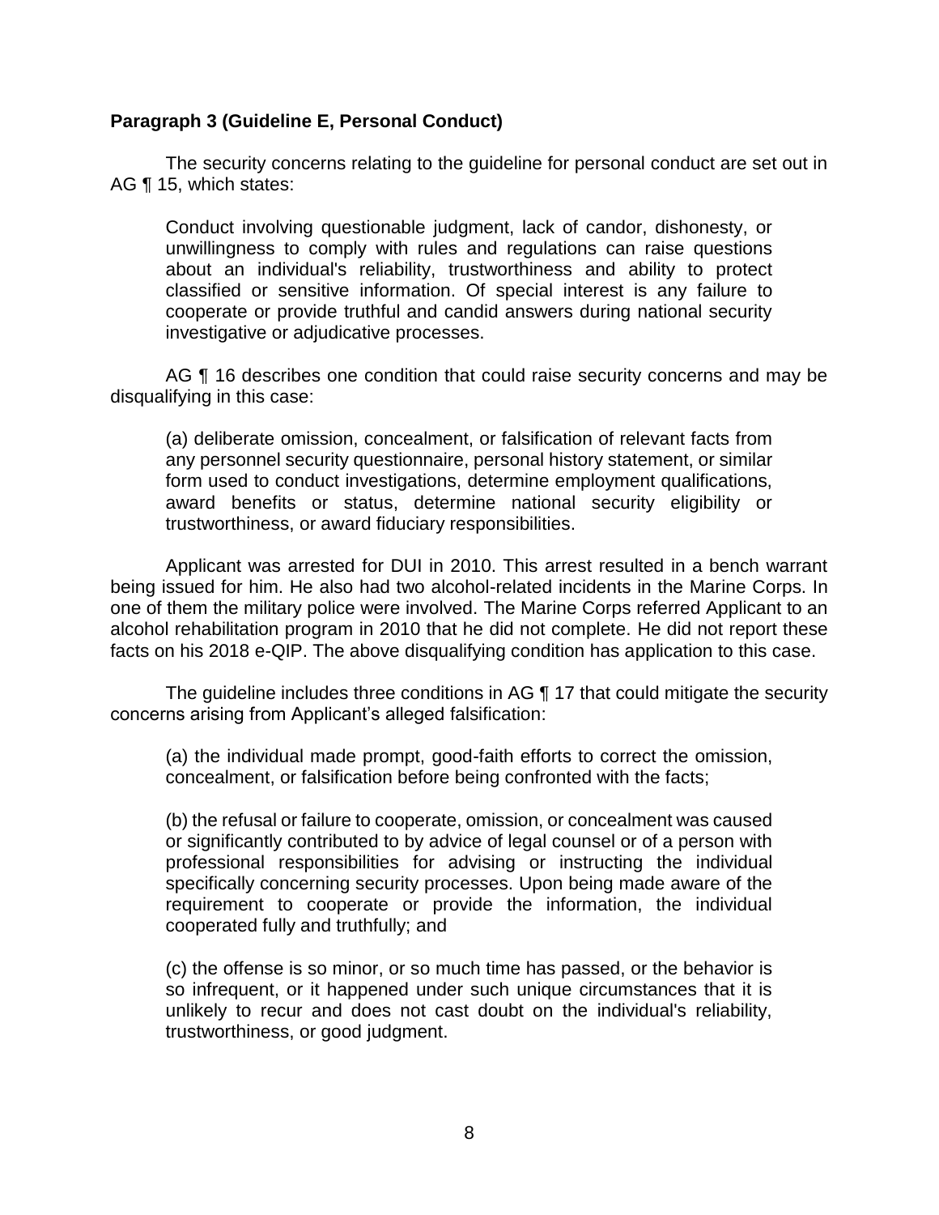**Paragraph 3 (Guideline E, Personal Conduct)**

The security concerns relating to the guideline for personal conduct are set out in AG ¶ 15, which states:

> Conduct involving questionable judgment, lack of candor, dishonesty, or unwillingness to comply with rules and regulations can raise questions about an individual's reliability, trustworthiness and ability to protect classified or sensitive information. Of special interest is any failure to cooperate or provide truthful and candid answers during national security investigative or adjudicative processes.

AG ¶ 16 describes one condition that could raise security concerns and may be disqualifying in this case:

> (a) deliberate omission, concealment, or falsification of relevant facts from any personnel security questionnaire, personal history statement, or similar form used to conduct investigations, determine employment qualifications, award benefits or status, determine national security eligibility or trustworthiness, or award fiduciary responsibilities.

Applicant was arrested for DUI in 2010. This arrest resulted in a bench warrant being issued for him. He also had two alcohol-related incidents in the Marine Corps. In one of them the military police were involved. The Marine Corps referred Applicant to an alcohol rehabilitation program in 2010 that he did not complete. He did not report these facts on his 2018 e-QIP. The above disqualifying condition has application to this case.

The guideline includes three conditions in AG ¶ 17 that could mitigate the security concerns arising from Applicant's alleged falsification:

> (a) the individual made prompt, good-faith efforts to correct the omission, concealment, or falsification before being confronted with the facts;
>
> (b) the refusal or failure to cooperate, omission, or concealment was caused or significantly contributed to by advice of legal counsel or of a person with professional responsibilities for advising or instructing the individual specifically concerning security processes. Upon being made aware of the requirement to cooperate or provide the information, the individual cooperated fully and truthfully; and
>
> (c) the offense is so minor, or so much time has passed, or the behavior is so infrequent, or it happened under such unique circumstances that it is unlikely to recur and does not cast doubt on the individual's reliability, trustworthiness, or good judgment.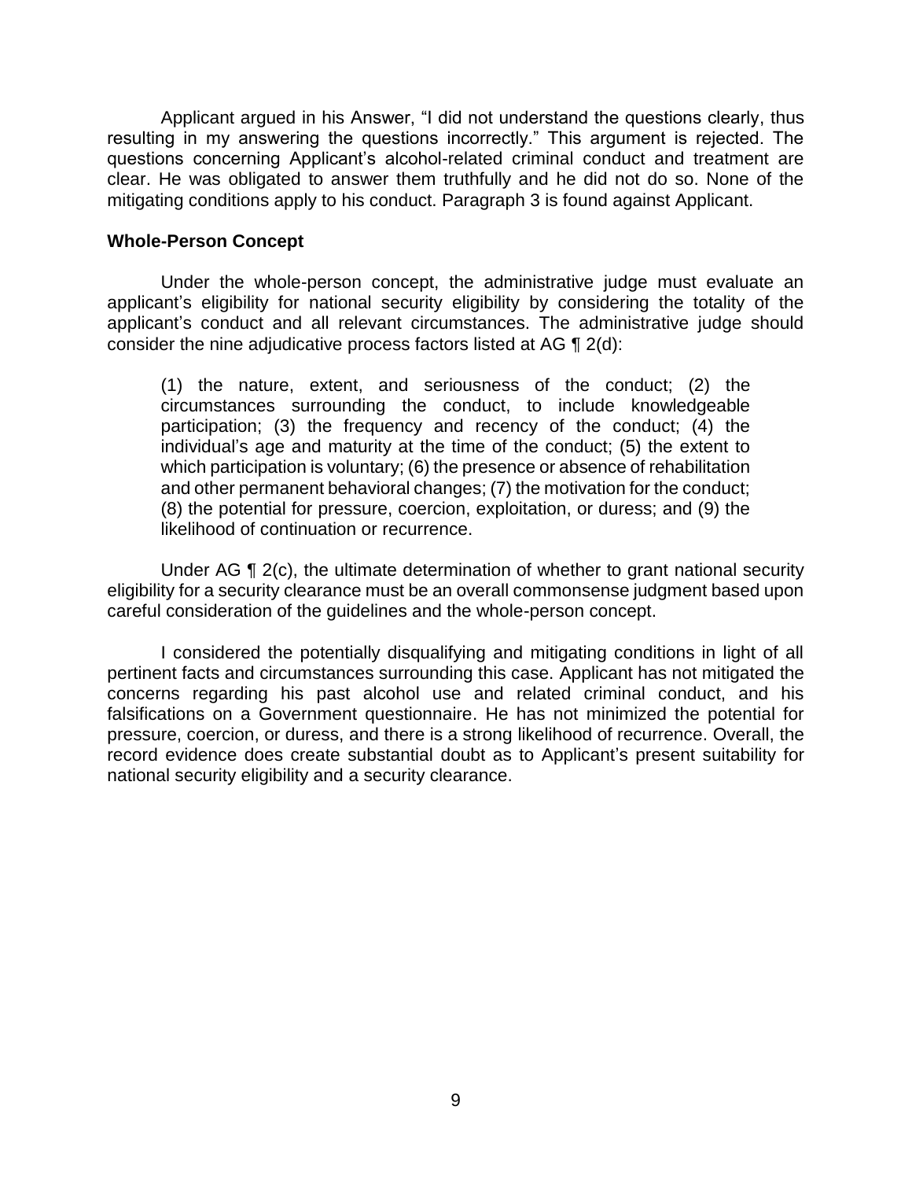Applicant argued in his Answer, "I did not understand the questions clearly, thus resulting in my answering the questions incorrectly." This argument is rejected. The questions concerning Applicant's alcohol-related criminal conduct and treatment are clear. He was obligated to answer them truthfully and he did not do so. None of the mitigating conditions apply to his conduct. Paragraph 3 is found against Applicant.

**Whole-Person Concept**

Under the whole-person concept, the administrative judge must evaluate an applicant's eligibility for national security eligibility by considering the totality of the applicant's conduct and all relevant circumstances. The administrative judge should consider the nine adjudicative process factors listed at AG ¶ 2(d):

> (1) the nature, extent, and seriousness of the conduct; (2) the circumstances surrounding the conduct, to include knowledgeable participation; (3) the frequency and recency of the conduct; (4) the individual's age and maturity at the time of the conduct; (5) the extent to which participation is voluntary; (6) the presence or absence of rehabilitation and other permanent behavioral changes; (7) the motivation for the conduct; (8) the potential for pressure, coercion, exploitation, or duress; and (9) the likelihood of continuation or recurrence.

Under AG ¶ 2(c), the ultimate determination of whether to grant national security eligibility for a security clearance must be an overall commonsense judgment based upon careful consideration of the guidelines and the whole-person concept.

I considered the potentially disqualifying and mitigating conditions in light of all pertinent facts and circumstances surrounding this case. Applicant has not mitigated the concerns regarding his past alcohol use and related criminal conduct, and his falsifications on a Government questionnaire. He has not minimized the potential for pressure, coercion, or duress, and there is a strong likelihood of recurrence. Overall, the record evidence does create substantial doubt as to Applicant's present suitability for national security eligibility and a security clearance.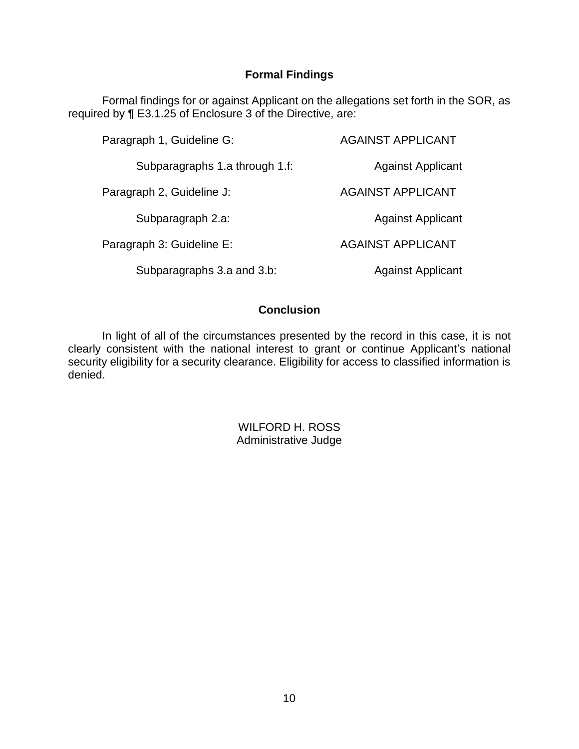## Formal Findings

Formal findings for or against Applicant on the allegations set forth in the SOR, as required by ¶ E3.1.25 of Enclosure 3 of the Directive, are:

| | |
|---|---|
| Paragraph 1, Guideline G: | AGAINST APPLICANT |
| Subparagraphs 1.a through 1.f: | Against Applicant |
| Paragraph 2, Guideline J: | AGAINST APPLICANT |
| Subparagraph 2.a: | Against Applicant |
| Paragraph 3: Guideline E: | AGAINST APPLICANT |
| Subparagraphs 3.a and 3.b: | Against Applicant |

## Conclusion

In light of all of the circumstances presented by the record in this case, it is not clearly consistent with the national interest to grant or continue Applicant's national security eligibility for a security clearance. Eligibility for access to classified information is denied.

WILFORD H. ROSS
Administrative Judge